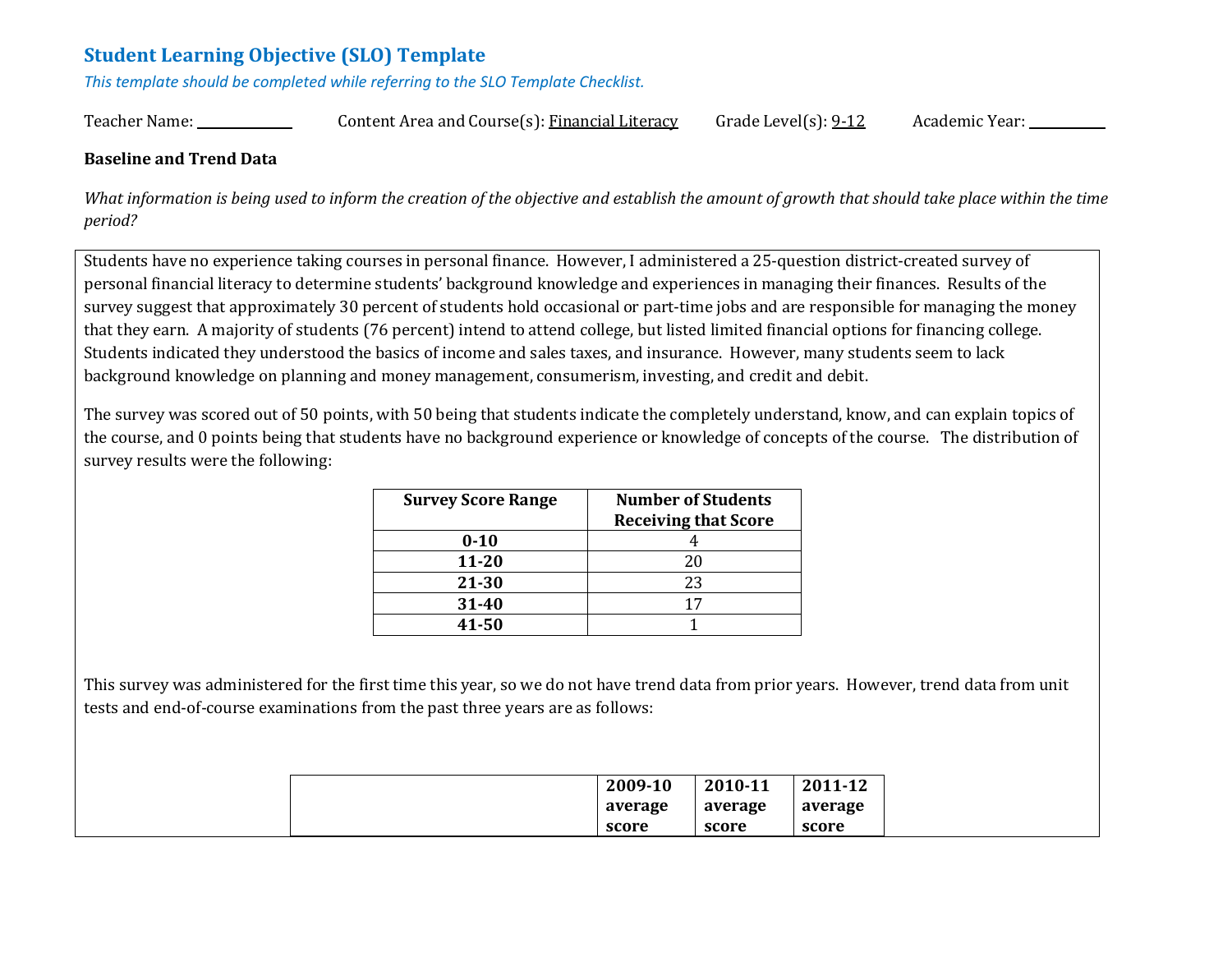## Student Learning Objective (SLO) Template

*This template should be completed while referring to the SLO Template Checklist.*

Teacher Name: ____________ Content Area and Course(s): Financial Literacy Grade Level(s): 9-12 Academic Year: __________

**Baseline and Trend Data**

*What information is being used to inform the creation of the objective and establish the amount of growth that should take place within the time period?*

Students have no experience taking courses in personal finance. However, I administered a 25-question district-created survey of personal financial literacy to determine students' background knowledge and experiences in managing their finances. Results of the survey suggest that approximately 30 percent of students hold occasional or part-time jobs and are responsible for managing the money that they earn. A majority of students (76 percent) intend to attend college, but listed limited financial options for financing college. Students indicated they understood the basics of income and sales taxes, and insurance. However, many students seem to lack background knowledge on planning and money management, consumerism, investing, and credit and debit.

The survey was scored out of 50 points, with 50 being that students indicate the completely understand, know, and can explain topics of the course, and 0 points being that students have no background experience or knowledge of concepts of the course. The distribution of survey results were the following:

| Survey Score Range | Number of Students Receiving that Score |
|---|---|
| **0-10** | 4 |
| **11-20** | 20 |
| **21-30** | 23 |
| **31-40** | 17 |
| **41-50** | 1 |

This survey was administered for the first time this year, so we do not have trend data from prior years. However, trend data from unit tests and end-of-course examinations from the past three years are as follows:

| | 2009-10 average score | 2010-11 average score | 2011-12 average score |
|---|---|---|---|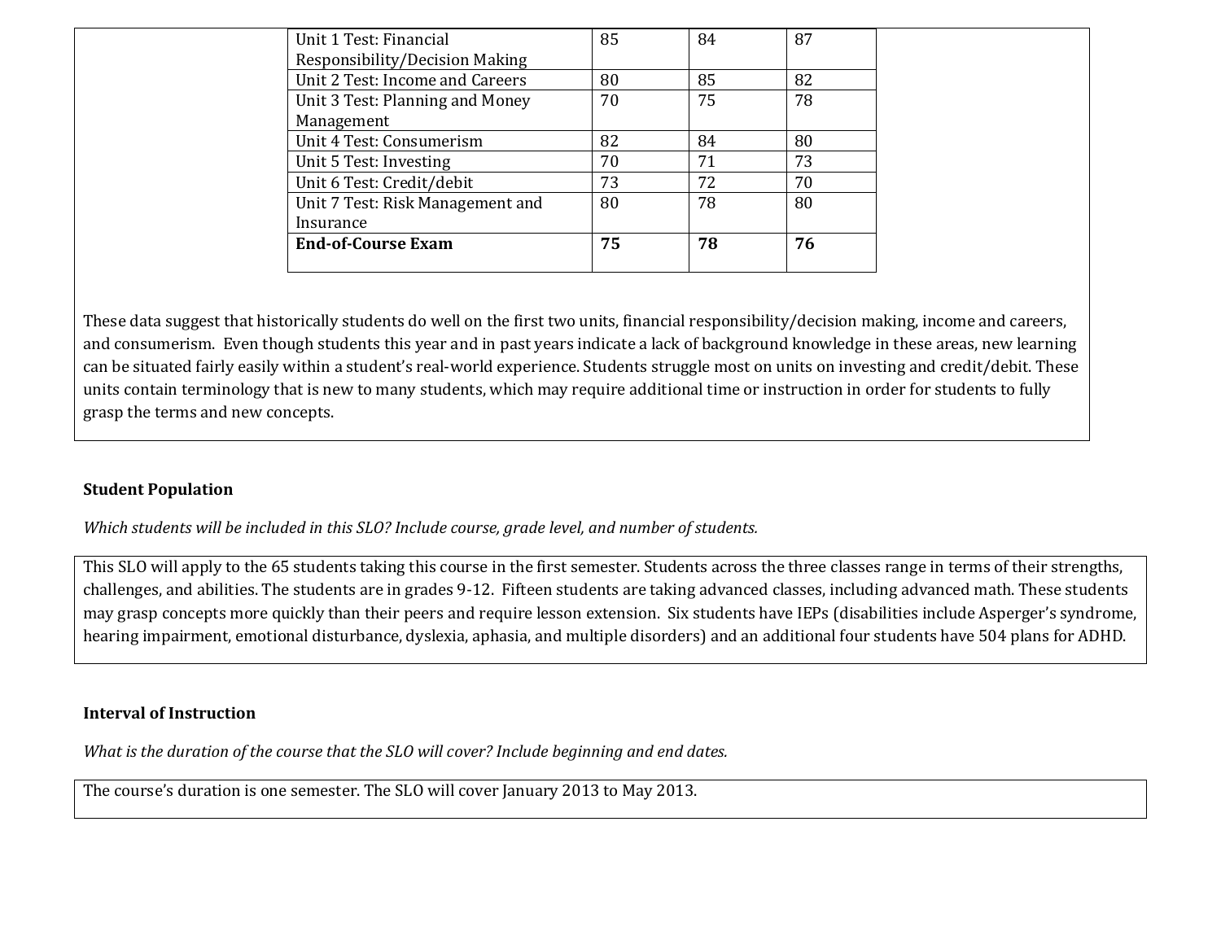| Unit 1 Test: Financial Responsibility/Decision Making | 85 | 84 | 87 |
| --- | --- | --- | --- |
| Unit 2 Test: Income and Careers | 80 | 85 | 82 |
| Unit 3 Test: Planning and Money Management | 70 | 75 | 78 |
| Unit 4 Test: Consumerism | 82 | 84 | 80 |
| Unit 5 Test: Investing | 70 | 71 | 73 |
| Unit 6 Test: Credit/debit | 73 | 72 | 70 |
| Unit 7 Test: Risk Management and Insurance | 80 | 78 | 80 |
| **End-of-Course Exam** | **75** | **78** | **76** |

These data suggest that historically students do well on the first two units, financial responsibility/decision making, income and careers, and consumerism. Even though students this year and in past years indicate a lack of background knowledge in these areas, new learning can be situated fairly easily within a student's real-world experience. Students struggle most on units on investing and credit/debit. These units contain terminology that is new to many students, which may require additional time or instruction in order for students to fully grasp the terms and new concepts.

**Student Population**

*Which students will be included in this SLO? Include course, grade level, and number of students.*

This SLO will apply to the 65 students taking this course in the first semester. Students across the three classes range in terms of their strengths, challenges, and abilities. The students are in grades 9-12. Fifteen students are taking advanced classes, including advanced math. These students may grasp concepts more quickly than their peers and require lesson extension. Six students have IEPs (disabilities include Asperger's syndrome, hearing impairment, emotional disturbance, dyslexia, aphasia, and multiple disorders) and an additional four students have 504 plans for ADHD.

**Interval of Instruction**

*What is the duration of the course that the SLO will cover? Include beginning and end dates.*

The course's duration is one semester. The SLO will cover January 2013 to May 2013.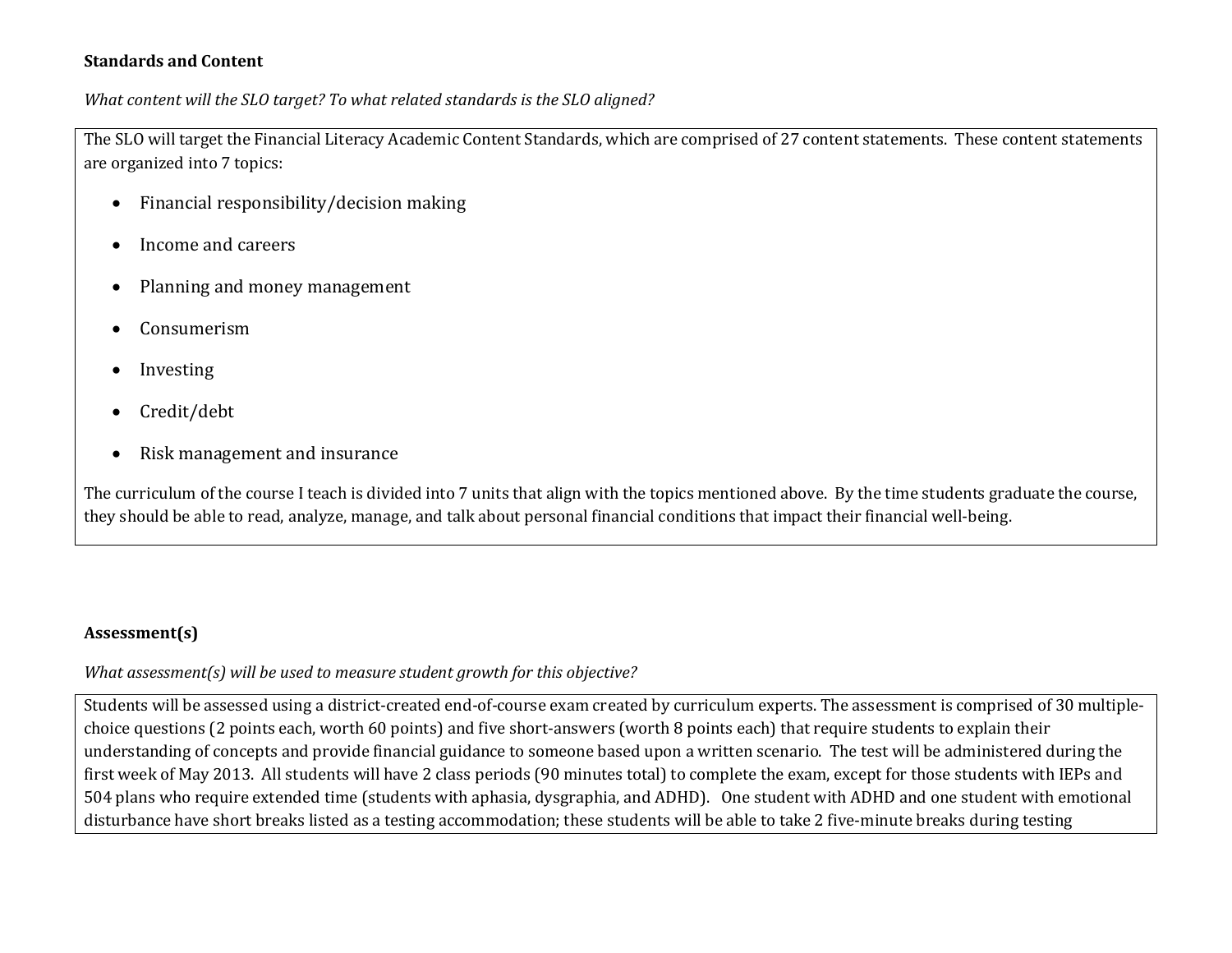**Standards and Content**

*What content will the SLO target? To what related standards is the SLO aligned?*

The SLO will target the Financial Literacy Academic Content Standards, which are comprised of 27 content statements. These content statements are organized into 7 topics:

- Financial responsibility/decision making
- Income and careers
- Planning and money management
- Consumerism
- Investing
- Credit/debt
- Risk management and insurance

The curriculum of the course I teach is divided into 7 units that align with the topics mentioned above. By the time students graduate the course, they should be able to read, analyze, manage, and talk about personal financial conditions that impact their financial well-being.

**Assessment(s)**

*What assessment(s) will be used to measure student growth for this objective?*

Students will be assessed using a district-created end-of-course exam created by curriculum experts. The assessment is comprised of 30 multiple-choice questions (2 points each, worth 60 points) and five short-answers (worth 8 points each) that require students to explain their understanding of concepts and provide financial guidance to someone based upon a written scenario. The test will be administered during the first week of May 2013. All students will have 2 class periods (90 minutes total) to complete the exam, except for those students with IEPs and 504 plans who require extended time (students with aphasia, dysgraphia, and ADHD). One student with ADHD and one student with emotional disturbance have short breaks listed as a testing accommodation; these students will be able to take 2 five-minute breaks during testing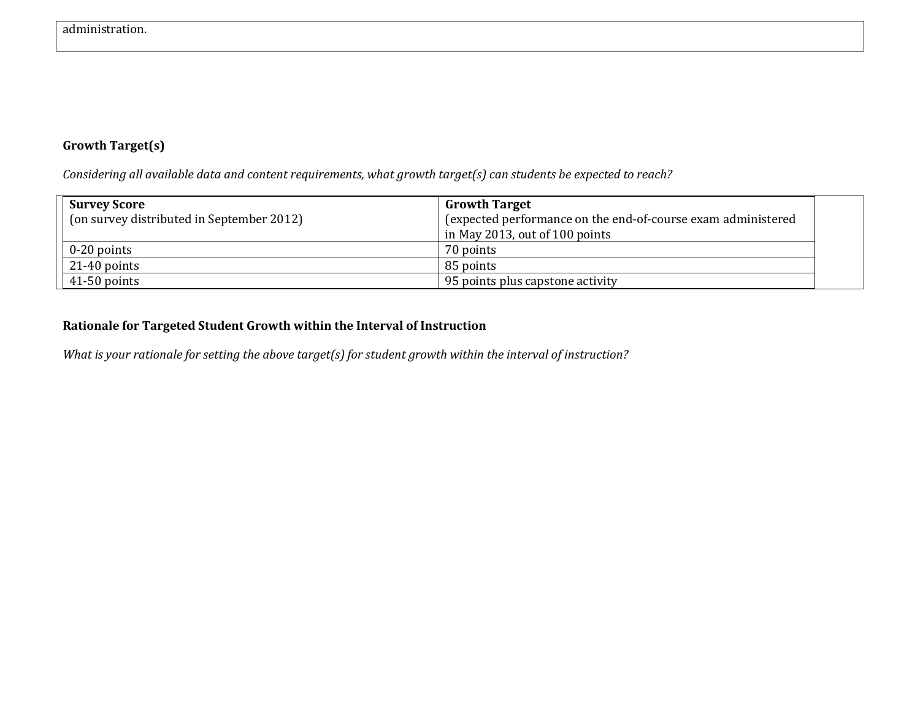administration.

**Growth Target(s)**

*Considering all available data and content requirements, what growth target(s) can students be expected to reach?*

| **Survey Score** (on survey distributed in September 2012) | **Growth Target** (expected performance on the end-of-course exam administered in May 2013, out of 100 points |
|---|---|
| 0-20 points | 70 points |
| 21-40 points | 85 points |
| 41-50 points | 95 points plus capstone activity |

**Rationale for Targeted Student Growth within the Interval of Instruction**

*What is your rationale for setting the above target(s) for student growth within the interval of instruction?*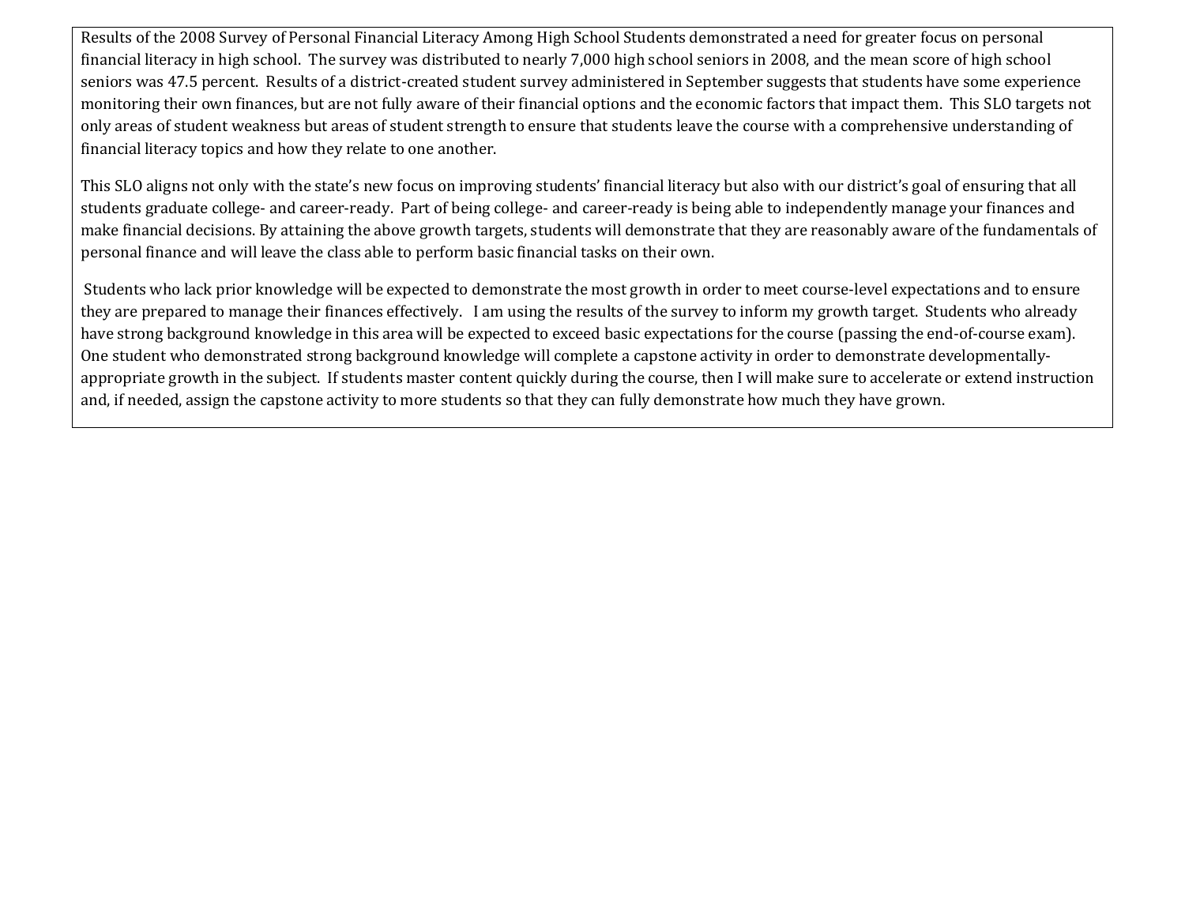Results of the 2008 Survey of Personal Financial Literacy Among High School Students demonstrated a need for greater focus on personal financial literacy in high school. The survey was distributed to nearly 7,000 high school seniors in 2008, and the mean score of high school seniors was 47.5 percent. Results of a district-created student survey administered in September suggests that students have some experience monitoring their own finances, but are not fully aware of their financial options and the economic factors that impact them. This SLO targets not only areas of student weakness but areas of student strength to ensure that students leave the course with a comprehensive understanding of financial literacy topics and how they relate to one another.

This SLO aligns not only with the state's new focus on improving students' financial literacy but also with our district's goal of ensuring that all students graduate college- and career-ready. Part of being college- and career-ready is being able to independently manage your finances and make financial decisions. By attaining the above growth targets, students will demonstrate that they are reasonably aware of the fundamentals of personal finance and will leave the class able to perform basic financial tasks on their own.

Students who lack prior knowledge will be expected to demonstrate the most growth in order to meet course-level expectations and to ensure they are prepared to manage their finances effectively. I am using the results of the survey to inform my growth target. Students who already have strong background knowledge in this area will be expected to exceed basic expectations for the course (passing the end-of-course exam). One student who demonstrated strong background knowledge will complete a capstone activity in order to demonstrate developmentally-appropriate growth in the subject. If students master content quickly during the course, then I will make sure to accelerate or extend instruction and, if needed, assign the capstone activity to more students so that they can fully demonstrate how much they have grown.